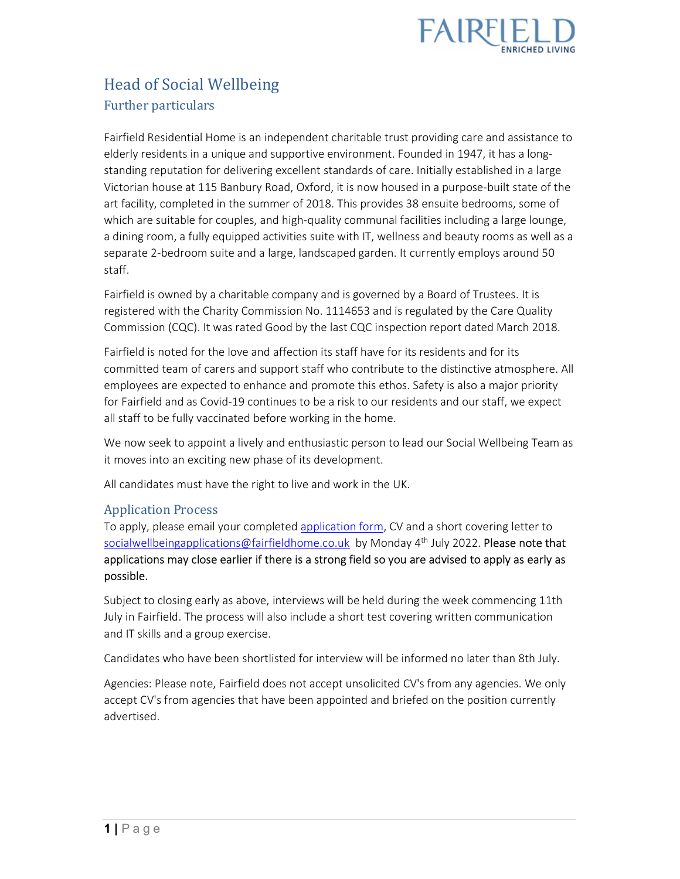# Head of Social Wellbeing

## Further particulars

Fairfield Residential Home is an independent charitable trust providing care and assistance to elderly residents in a unique and supportive environment. Founded in 1947, it has a long-standing reputation for delivering excellent standards of care. Initially established in a large Victorian house at 115 Banbury Road, Oxford, it is now housed in a purpose-built state of the art facility, completed in the summer of 2018. This provides 38 ensuite bedrooms, some of which are suitable for couples, and high-quality communal facilities including a large lounge, a dining room, a fully equipped activities suite with IT, wellness and beauty rooms as well as a separate 2-bedroom suite and a large, landscaped garden. It currently employs around 50 staff.

Fairfield is owned by a charitable company and is governed by a Board of Trustees. It is registered with the Charity Commission No. 1114653 and is regulated by the Care Quality Commission (CQC). It was rated Good by the last CQC inspection report dated March 2018.

Fairfield is noted for the love and affection its staff have for its residents and for its committed team of carers and support staff who contribute to the distinctive atmosphere. All employees are expected to enhance and promote this ethos. Safety is also a major priority for Fairfield and as Covid-19 continues to be a risk to our residents and our staff, we expect all staff to be fully vaccinated before working in the home.

We now seek to appoint a lively and enthusiastic person to lead our Social Wellbeing Team as it moves into an exciting new phase of its development.

All candidates must have the right to live and work in the UK.

## Application Process

To apply, please email your completed application form, CV and a short covering letter to socialwellbeingapplications@fairfieldhome.co.uk by Monday 4th July 2022. **Please note that applications may close earlier if there is a strong field so you are advised to apply as early as possible.**

Subject to closing early as above, interviews will be held during the week commencing 11th July in Fairfield. The process will also include a short test covering written communication and IT skills and a group exercise.

Candidates who have been shortlisted for interview will be informed no later than 8th July.

Agencies: Please note, Fairfield does not accept unsolicited CV's from any agencies. We only accept CV's from agencies that have been appointed and briefed on the position currently advertised.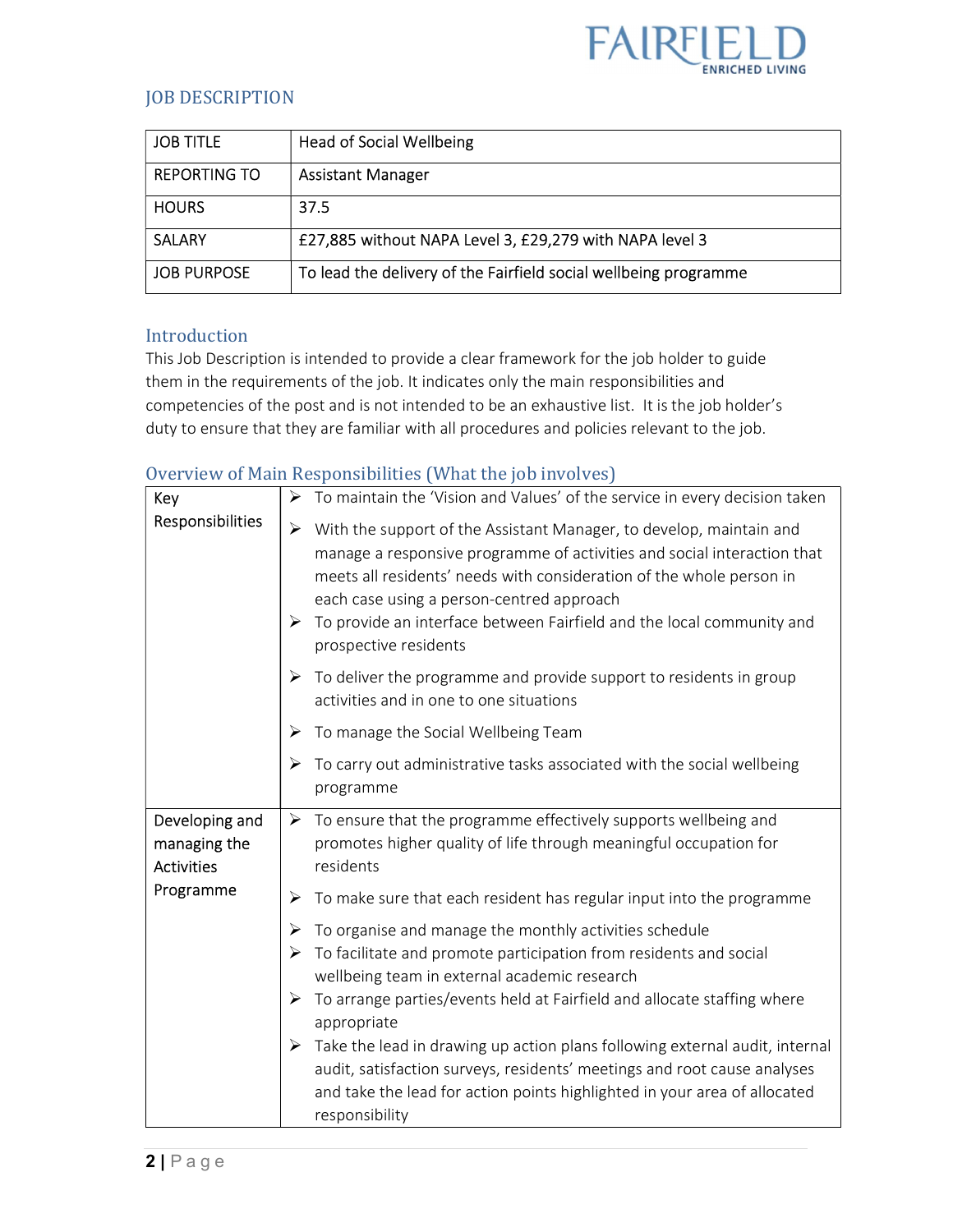## JOB DESCRIPTION

| JOB TITLE | Head of Social Wellbeing |
|---|---|
| REPORTING TO | Assistant Manager |
| HOURS | 37.5 |
| SALARY | £27,885 without NAPA Level 3, £29,279 with NAPA level 3 |
| JOB PURPOSE | To lead the delivery of the Fairfield social wellbeing programme |

## Introduction

This Job Description is intended to provide a clear framework for the job holder to guide them in the requirements of the job. It indicates only the main responsibilities and competencies of the post and is not intended to be an exhaustive list. It is the job holder's duty to ensure that they are familiar with all procedures and policies relevant to the job.

## Overview of Main Responsibilities (What the job involves)

| | |
|---|---|
| Key Responsibilities | ➢ To maintain the 'Vision and Values' of the service in every decision taken<br>➢ With the support of the Assistant Manager, to develop, maintain and manage a responsive programme of activities and social interaction that meets all residents' needs with consideration of the whole person in each case using a person-centred approach<br>➢ To provide an interface between Fairfield and the local community and prospective residents<br>➢ To deliver the programme and provide support to residents in group activities and in one to one situations<br>➢ To manage the Social Wellbeing Team<br>➢ To carry out administrative tasks associated with the social wellbeing programme |
| Developing and managing the Activities Programme | ➢ To ensure that the programme effectively supports wellbeing and promotes higher quality of life through meaningful occupation for residents<br>➢ To make sure that each resident has regular input into the programme<br>➢ To organise and manage the monthly activities schedule<br>➢ To facilitate and promote participation from residents and social wellbeing team in external academic research<br>➢ To arrange parties/events held at Fairfield and allocate staffing where appropriate<br>➢ Take the lead in drawing up action plans following external audit, internal audit, satisfaction surveys, residents' meetings and root cause analyses and take the lead for action points highlighted in your area of allocated responsibility |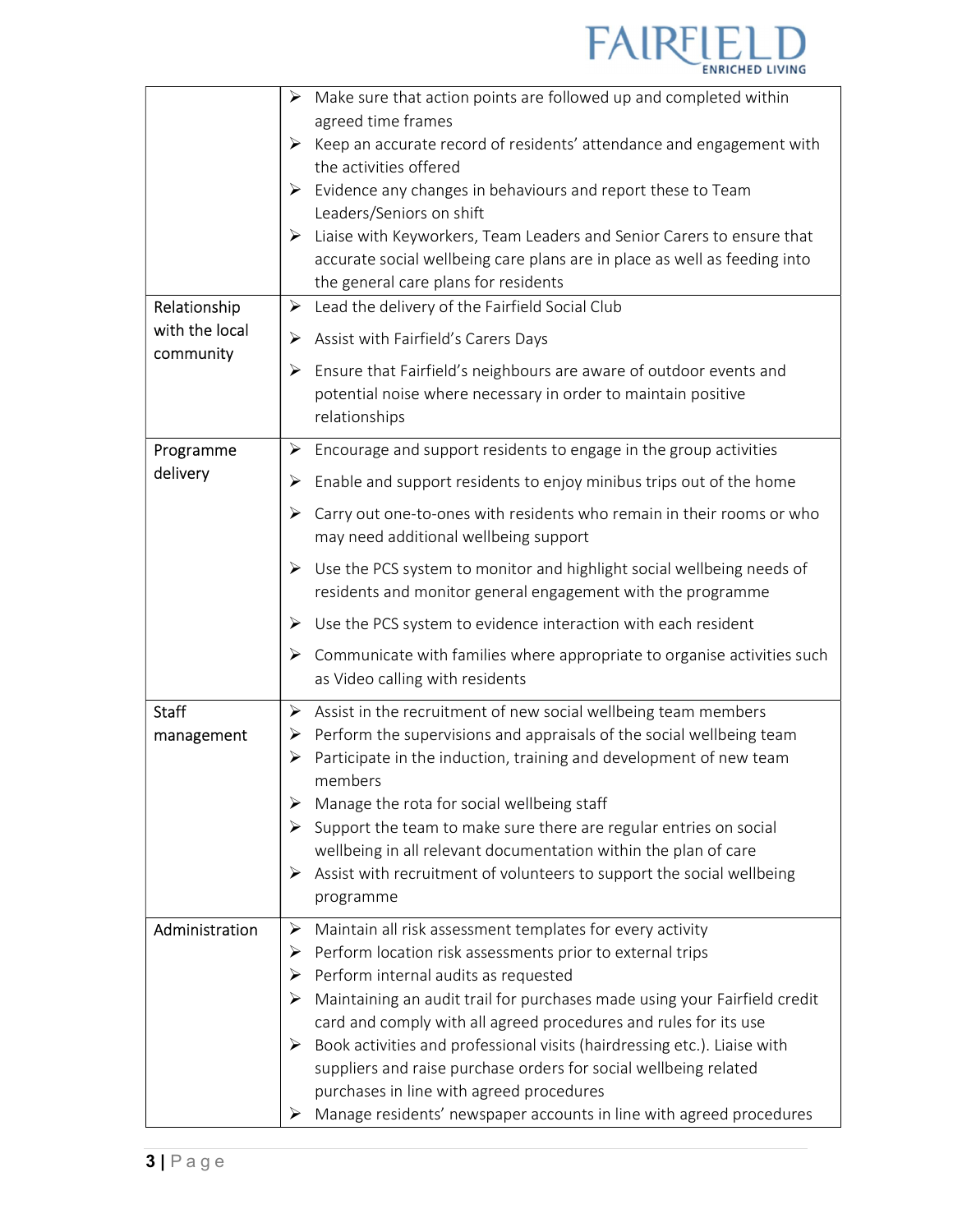| | |
|---|---|
| | ➢ Make sure that action points are followed up and completed within agreed time frames<br>➢ Keep an accurate record of residents' attendance and engagement with the activities offered<br>➢ Evidence any changes in behaviours and report these to Team Leaders/Seniors on shift<br>➢ Liaise with Keyworkers, Team Leaders and Senior Carers to ensure that accurate social wellbeing care plans are in place as well as feeding into the general care plans for residents |
| Relationship with the local community | ➢ Lead the delivery of the Fairfield Social Club<br>➢ Assist with Fairfield's Carers Days<br>➢ Ensure that Fairfield's neighbours are aware of outdoor events and potential noise where necessary in order to maintain positive relationships |
| Programme delivery | ➢ Encourage and support residents to engage in the group activities<br>➢ Enable and support residents to enjoy minibus trips out of the home<br>➢ Carry out one-to-ones with residents who remain in their rooms or who may need additional wellbeing support<br>➢ Use the PCS system to monitor and highlight social wellbeing needs of residents and monitor general engagement with the programme<br>➢ Use the PCS system to evidence interaction with each resident<br>➢ Communicate with families where appropriate to organise activities such as Video calling with residents |
| Staff management | ➢ Assist in the recruitment of new social wellbeing team members<br>➢ Perform the supervisions and appraisals of the social wellbeing team<br>➢ Participate in the induction, training and development of new team members<br>➢ Manage the rota for social wellbeing staff<br>➢ Support the team to make sure there are regular entries on social wellbeing in all relevant documentation within the plan of care<br>➢ Assist with recruitment of volunteers to support the social wellbeing programme |
| Administration | ➢ Maintain all risk assessment templates for every activity<br>➢ Perform location risk assessments prior to external trips<br>➢ Perform internal audits as requested<br>➢ Maintaining an audit trail for purchases made using your Fairfield credit card and comply with all agreed procedures and rules for its use<br>➢ Book activities and professional visits (hairdressing etc.). Liaise with suppliers and raise purchase orders for social wellbeing related purchases in line with agreed procedures<br>➢ Manage residents' newspaper accounts in line with agreed procedures |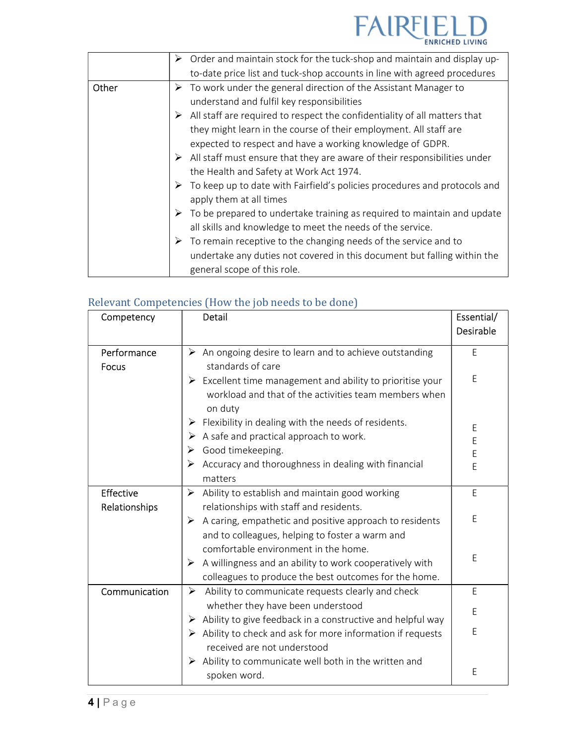| | |
|---|---|
| | ➢ Order and maintain stock for the tuck-shop and maintain and display up-to-date price list and tuck-shop accounts in line with agreed procedures |
| Other | ➢ To work under the general direction of the Assistant Manager to understand and fulfil key responsibilities<br>➢ All staff are required to respect the confidentiality of all matters that they might learn in the course of their employment. All staff are expected to respect and have a working knowledge of GDPR.<br>➢ All staff must ensure that they are aware of their responsibilities under the Health and Safety at Work Act 1974.<br>➢ To keep up to date with Fairfield's policies procedures and protocols and apply them at all times<br>➢ To be prepared to undertake training as required to maintain and update all skills and knowledge to meet the needs of the service.<br>➢ To remain receptive to the changing needs of the service and to undertake any duties not covered in this document but falling within the general scope of this role. |

## Relevant Competencies (How the job needs to be done)

| Competency | Detail | Essential/ Desirable |
|---|---|---|
| Performance Focus | ➢ An ongoing desire to learn and to achieve outstanding standards of care<br>➢ Excellent time management and ability to prioritise your workload and that of the activities team members when on duty<br>➢ Flexibility in dealing with the needs of residents.<br>➢ A safe and practical approach to work.<br>➢ Good timekeeping.<br>➢ Accuracy and thoroughness in dealing with financial matters | E<br>E<br>E<br>E<br>E<br>E |
| Effective Relationships | ➢ Ability to establish and maintain good working relationships with staff and residents.<br>➢ A caring, empathetic and positive approach to residents and to colleagues, helping to foster a warm and comfortable environment in the home.<br>➢ A willingness and an ability to work cooperatively with colleagues to produce the best outcomes for the home. | E<br>E<br>E |
| Communication | ➢ Ability to communicate requests clearly and check whether they have been understood<br>➢ Ability to give feedback in a constructive and helpful way<br>➢ Ability to check and ask for more information if requests received are not understood<br>➢ Ability to communicate well both in the written and spoken word. | E<br>E<br>E<br>E |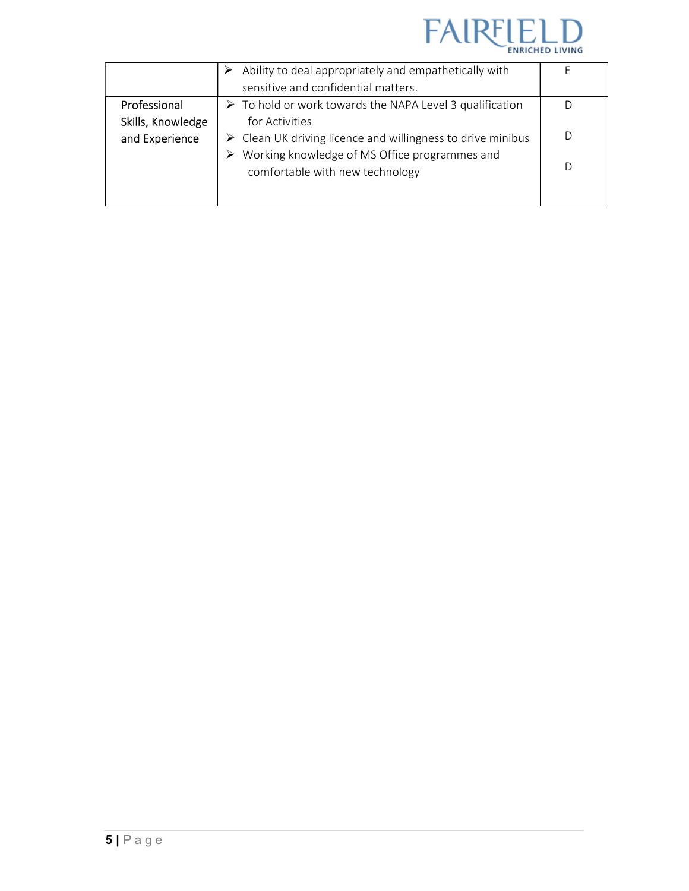| | | |
|---|---|---|
| | ➢ Ability to deal appropriately and empathetically with sensitive and confidential matters. | E |
| Professional Skills, Knowledge and Experience | ➢ To hold or work towards the NAPA Level 3 qualification for Activities<br>➢ Clean UK driving licence and willingness to drive minibus<br>➢ Working knowledge of MS Office programmes and comfortable with new technology | D<br>D<br>D |